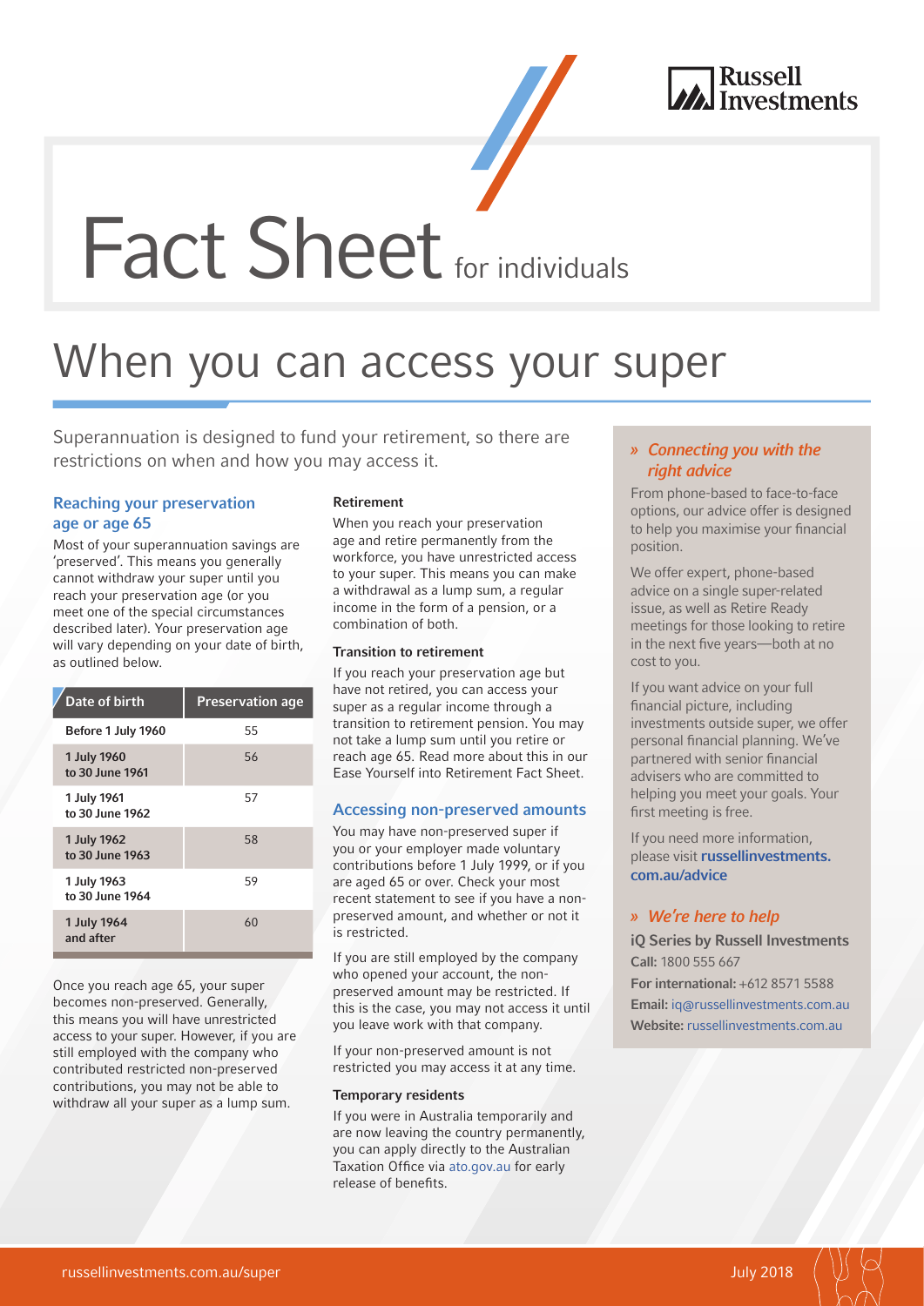# Fact Sheet for individuals

## When you can access your super

Superannuation is designed to fund your retirement, so there are restrictions on when and how you may access it.

### Reaching your preservation age or age 65

Most of your superannuation savings are 'preserved'. This means you generally cannot withdraw your super until you reach your preservation age (or you meet one of the special circumstances described later). Your preservation age will vary depending on your date of birth, as outlined below.

| Date of birth | Preservation age |
|---|---|
| Before 1 July 1960 | 55 |
| 1 July 1960 to 30 June 1961 | 56 |
| 1 July 1961 to 30 June 1962 | 57 |
| 1 July 1962 to 30 June 1963 | 58 |
| 1 July 1963 to 30 June 1964 | 59 |
| 1 July 1964 and after | 60 |

Once you reach age 65, your super becomes non-preserved. Generally, this means you will have unrestricted access to your super. However, if you are still employed with the company who contributed restricted non-preserved contributions, you may not be able to withdraw all your super as a lump sum.

#### Retirement

When you reach your preservation age and retire permanently from the workforce, you have unrestricted access to your super. This means you can make a withdrawal as a lump sum, a regular income in the form of a pension, or a combination of both.

#### Transition to retirement

If you reach your preservation age but have not retired, you can access your super as a regular income through a transition to retirement pension. You may not take a lump sum until you retire or reach age 65. Read more about this in our Ease Yourself into Retirement Fact Sheet.

### Accessing non-preserved amounts

You may have non-preserved super if you or your employer made voluntary contributions before 1 July 1999, or if you are aged 65 or over. Check your most recent statement to see if you have a non-preserved amount, and whether or not it is restricted.

If you are still employed by the company who opened your account, the non-preserved amount may be restricted. If this is the case, you may not access it until you leave work with that company.

If your non-preserved amount is not restricted you may access it at any time.

#### Temporary residents

If you were in Australia temporarily and are now leaving the country permanently, you can apply directly to the Australian Taxation Office via ato.gov.au for early release of benefits.

### » *Connecting you with the right advice*

From phone-based to face-to-face options, our advice offer is designed to help you maximise your financial position.

We offer expert, phone-based advice on a single super-related issue, as well as Retire Ready meetings for those looking to retire in the next five years—both at no cost to you.

If you want advice on your full financial picture, including investments outside super, we offer personal financial planning. We've partnered with senior financial advisers who are committed to helping you meet your goals. Your first meeting is free.

If you need more information, please visit **russellinvestments.com.au/advice**

### » *We're here to help*

**iQ Series by Russell Investments**
**Call:** 1800 555 667
**For international:** +612 8571 5588
**Email:** iq@russellinvestments.com.au
**Website:** russellinvestments.com.au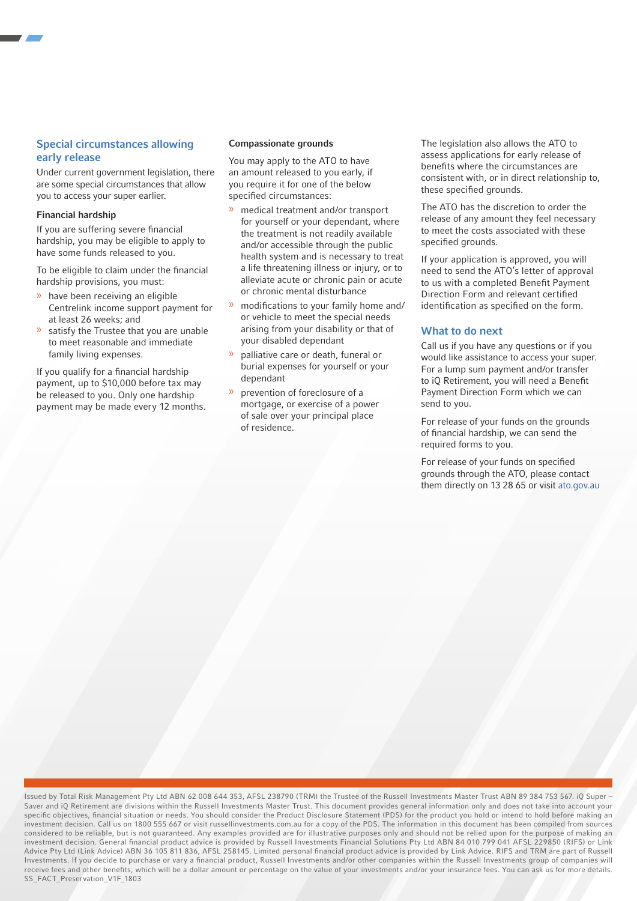## Special circumstances allowing early release

Under current government legislation, there are some special circumstances that allow you to access your super earlier.

### Financial hardship

If you are suffering severe financial hardship, you may be eligible to apply to have some funds released to you.

To be eligible to claim under the financial hardship provisions, you must:

- have been receiving an eligible Centrelink income support payment for at least 26 weeks; and
- satisfy the Trustee that you are unable to meet reasonable and immediate family living expenses.

If you qualify for a financial hardship payment, up to $10,000 before tax may be released to you. Only one hardship payment may be made every 12 months.

### Compassionate grounds

You may apply to the ATO to have an amount released to you early, if you require it for one of the below specified circumstances:

- medical treatment and/or transport for yourself or your dependant, where the treatment is not readily available and/or accessible through the public health system and is necessary to treat a life threatening illness or injury, or to alleviate acute or chronic pain or acute or chronic mental disturbance
- modifications to your family home and/ or vehicle to meet the special needs arising from your disability or that of your disabled dependant
- palliative care or death, funeral or burial expenses for yourself or your dependant
- prevention of foreclosure of a mortgage, or exercise of a power of sale over your principal place of residence.

The legislation also allows the ATO to assess applications for early release of benefits where the circumstances are consistent with, or in direct relationship to, these specified grounds.

The ATO has the discretion to order the release of any amount they feel necessary to meet the costs associated with these specified grounds.

If your application is approved, you will need to send the ATO's letter of approval to us with a completed Benefit Payment Direction Form and relevant certified identification as specified on the form.

## What to do next

Call us if you have any questions or if you would like assistance to access your super. For a lump sum payment and/or transfer to iQ Retirement, you will need a Benefit Payment Direction Form which we can send to you.

For release of your funds on the grounds of financial hardship, we can send the required forms to you.

For release of your funds on specified grounds through the ATO, please contact them directly on 13 28 65 or visit ato.gov.au

Issued by Total Risk Management Pty Ltd ABN 62 008 644 353, AFSL 238790 (TRM) the Trustee of the Russell Investments Master Trust ABN 89 384 753 567. iQ Super – Saver and iQ Retirement are divisions within the Russell Investments Master Trust. This document provides general information only and does not take into account your specific objectives, financial situation or needs. You should consider the Product Disclosure Statement (PDS) for the product you hold or intend to hold before making an investment decision. Call us on 1800 555 667 or visit russellinvestments.com.au for a copy of the PDS. The information in this document has been compiled from sources considered to be reliable, but is not guaranteed. Any examples provided are for illustrative purposes only and should not be relied upon for the purpose of making an investment decision. General financial product advice is provided by Russell Investments Financial Solutions Pty Ltd ABN 84 010 799 041 AFSL 229850 (RIFS) or Link Advice Pty Ltd (Link Advice) ABN 36 105 811 836, AFSL 258145. Limited personal financial product advice is provided by Link Advice. RIFS and TRM are part of Russell Investments. If you decide to purchase or vary a financial product, Russell Investments and/or other companies within the Russell Investments group of companies will receive fees and other benefits, which will be a dollar amount or percentage on the value of your investments and/or your insurance fees. You can ask us for more details. SS_FACT_Preservation_V1F_1803